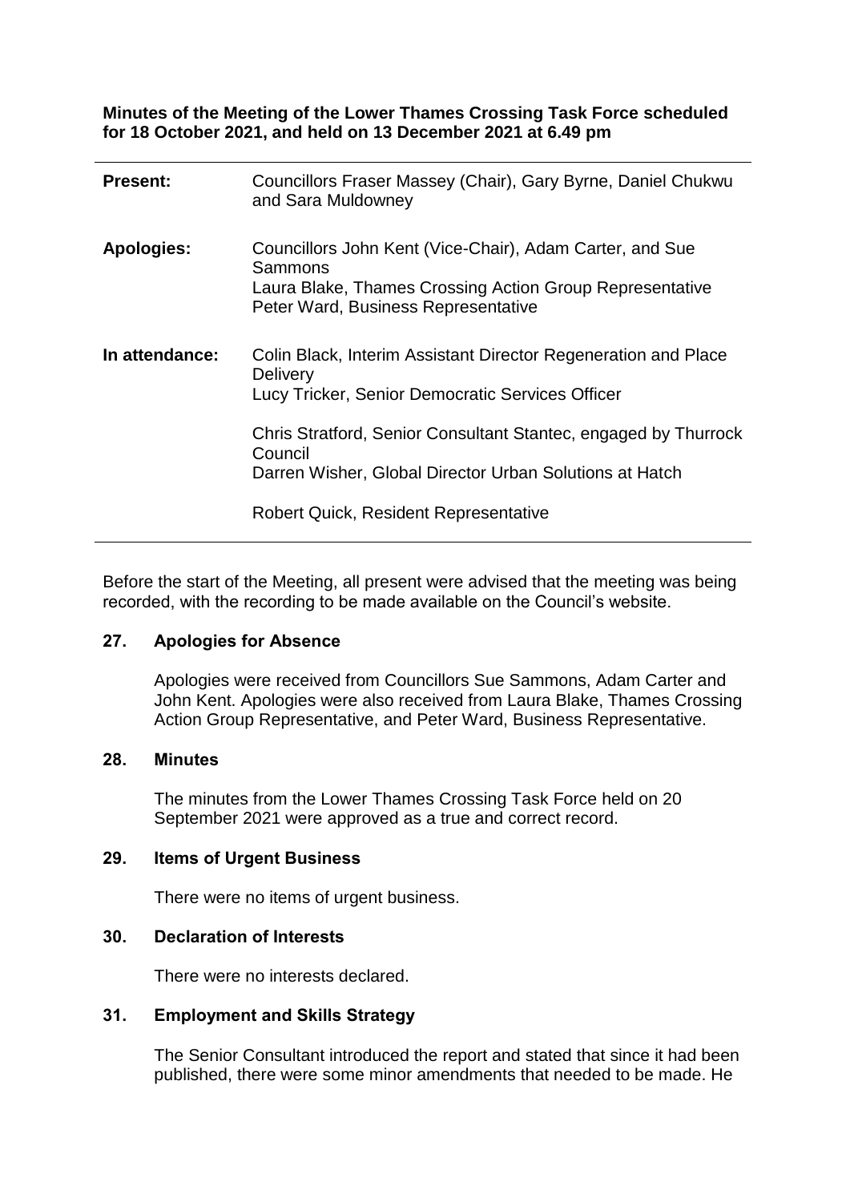**Minutes of the Meeting of the Lower Thames Crossing Task Force scheduled for 18 October 2021, and held on 13 December 2021 at 6.49 pm**

| | |
|---|---|
| **Present:** | Councillors Fraser Massey (Chair), Gary Byrne, Daniel Chukwu and Sara Muldowney |
| **Apologies:** | Councillors John Kent (Vice-Chair), Adam Carter, and Sue Sammons<br>Laura Blake, Thames Crossing Action Group Representative<br>Peter Ward, Business Representative |
| **In attendance:** | Colin Black, Interim Assistant Director Regeneration and Place Delivery<br>Lucy Tricker, Senior Democratic Services Officer<br><br>Chris Stratford, Senior Consultant Stantec, engaged by Thurrock Council<br>Darren Wisher, Global Director Urban Solutions at Hatch<br><br>Robert Quick, Resident Representative |

Before the start of the Meeting, all present were advised that the meeting was being recorded, with the recording to be made available on the Council's website.

## 27. Apologies for Absence

Apologies were received from Councillors Sue Sammons, Adam Carter and John Kent. Apologies were also received from Laura Blake, Thames Crossing Action Group Representative, and Peter Ward, Business Representative.

## 28. Minutes

The minutes from the Lower Thames Crossing Task Force held on 20 September 2021 were approved as a true and correct record.

## 29. Items of Urgent Business

There were no items of urgent business.

## 30. Declaration of Interests

There were no interests declared.

## 31. Employment and Skills Strategy

The Senior Consultant introduced the report and stated that since it had been published, there were some minor amendments that needed to be made. He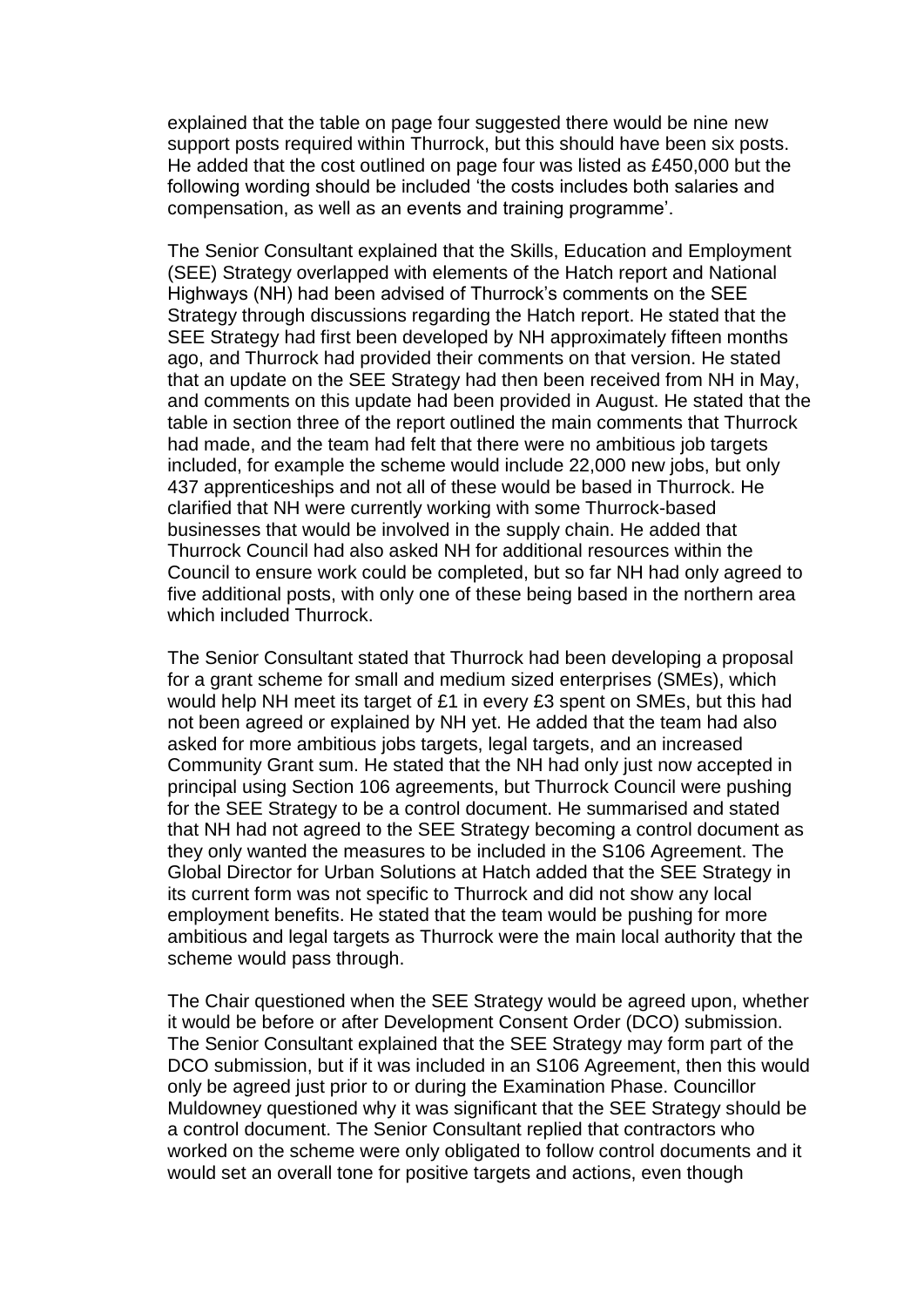explained that the table on page four suggested there would be nine new support posts required within Thurrock, but this should have been six posts. He added that the cost outlined on page four was listed as £450,000 but the following wording should be included 'the costs includes both salaries and compensation, as well as an events and training programme'.

The Senior Consultant explained that the Skills, Education and Employment (SEE) Strategy overlapped with elements of the Hatch report and National Highways (NH) had been advised of Thurrock's comments on the SEE Strategy through discussions regarding the Hatch report. He stated that the SEE Strategy had first been developed by NH approximately fifteen months ago, and Thurrock had provided their comments on that version. He stated that an update on the SEE Strategy had then been received from NH in May, and comments on this update had been provided in August. He stated that the table in section three of the report outlined the main comments that Thurrock had made, and the team had felt that there were no ambitious job targets included, for example the scheme would include 22,000 new jobs, but only 437 apprenticeships and not all of these would be based in Thurrock. He clarified that NH were currently working with some Thurrock-based businesses that would be involved in the supply chain. He added that Thurrock Council had also asked NH for additional resources within the Council to ensure work could be completed, but so far NH had only agreed to five additional posts, with only one of these being based in the northern area which included Thurrock.

The Senior Consultant stated that Thurrock had been developing a proposal for a grant scheme for small and medium sized enterprises (SMEs), which would help NH meet its target of £1 in every £3 spent on SMEs, but this had not been agreed or explained by NH yet. He added that the team had also asked for more ambitious jobs targets, legal targets, and an increased Community Grant sum. He stated that the NH had only just now accepted in principal using Section 106 agreements, but Thurrock Council were pushing for the SEE Strategy to be a control document. He summarised and stated that NH had not agreed to the SEE Strategy becoming a control document as they only wanted the measures to be included in the S106 Agreement. The Global Director for Urban Solutions at Hatch added that the SEE Strategy in its current form was not specific to Thurrock and did not show any local employment benefits. He stated that the team would be pushing for more ambitious and legal targets as Thurrock were the main local authority that the scheme would pass through.

The Chair questioned when the SEE Strategy would be agreed upon, whether it would be before or after Development Consent Order (DCO) submission. The Senior Consultant explained that the SEE Strategy may form part of the DCO submission, but if it was included in an S106 Agreement, then this would only be agreed just prior to or during the Examination Phase. Councillor Muldowney questioned why it was significant that the SEE Strategy should be a control document. The Senior Consultant replied that contractors who worked on the scheme were only obligated to follow control documents and it would set an overall tone for positive targets and actions, even though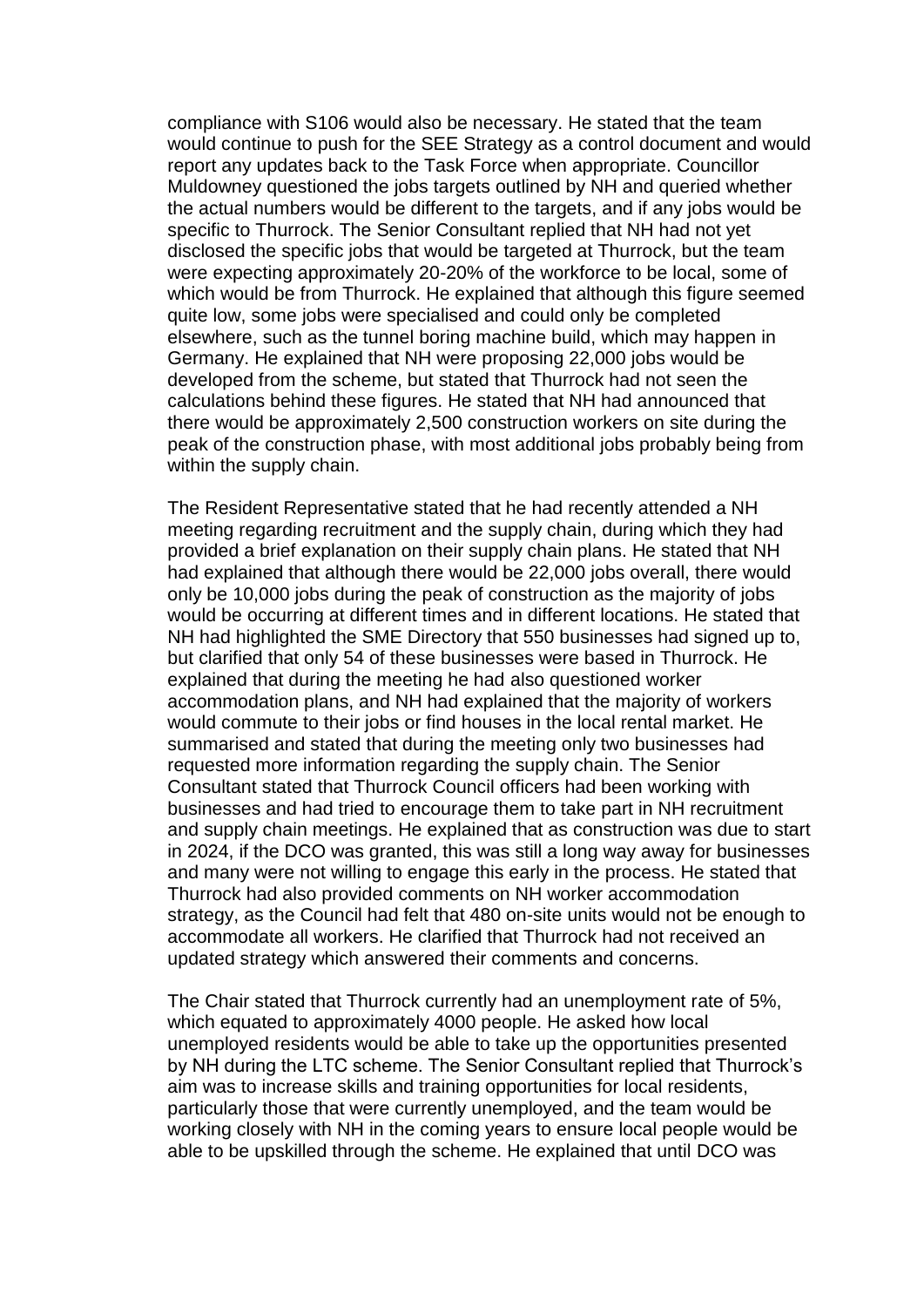compliance with S106 would also be necessary. He stated that the team would continue to push for the SEE Strategy as a control document and would report any updates back to the Task Force when appropriate. Councillor Muldowney questioned the jobs targets outlined by NH and queried whether the actual numbers would be different to the targets, and if any jobs would be specific to Thurrock. The Senior Consultant replied that NH had not yet disclosed the specific jobs that would be targeted at Thurrock, but the team were expecting approximately 20-20% of the workforce to be local, some of which would be from Thurrock. He explained that although this figure seemed quite low, some jobs were specialised and could only be completed elsewhere, such as the tunnel boring machine build, which may happen in Germany. He explained that NH were proposing 22,000 jobs would be developed from the scheme, but stated that Thurrock had not seen the calculations behind these figures. He stated that NH had announced that there would be approximately 2,500 construction workers on site during the peak of the construction phase, with most additional jobs probably being from within the supply chain.

The Resident Representative stated that he had recently attended a NH meeting regarding recruitment and the supply chain, during which they had provided a brief explanation on their supply chain plans. He stated that NH had explained that although there would be 22,000 jobs overall, there would only be 10,000 jobs during the peak of construction as the majority of jobs would be occurring at different times and in different locations. He stated that NH had highlighted the SME Directory that 550 businesses had signed up to, but clarified that only 54 of these businesses were based in Thurrock. He explained that during the meeting he had also questioned worker accommodation plans, and NH had explained that the majority of workers would commute to their jobs or find houses in the local rental market. He summarised and stated that during the meeting only two businesses had requested more information regarding the supply chain. The Senior Consultant stated that Thurrock Council officers had been working with businesses and had tried to encourage them to take part in NH recruitment and supply chain meetings. He explained that as construction was due to start in 2024, if the DCO was granted, this was still a long way away for businesses and many were not willing to engage this early in the process. He stated that Thurrock had also provided comments on NH worker accommodation strategy, as the Council had felt that 480 on-site units would not be enough to accommodate all workers. He clarified that Thurrock had not received an updated strategy which answered their comments and concerns.

The Chair stated that Thurrock currently had an unemployment rate of 5%, which equated to approximately 4000 people. He asked how local unemployed residents would be able to take up the opportunities presented by NH during the LTC scheme. The Senior Consultant replied that Thurrock's aim was to increase skills and training opportunities for local residents, particularly those that were currently unemployed, and the team would be working closely with NH in the coming years to ensure local people would be able to be upskilled through the scheme. He explained that until DCO was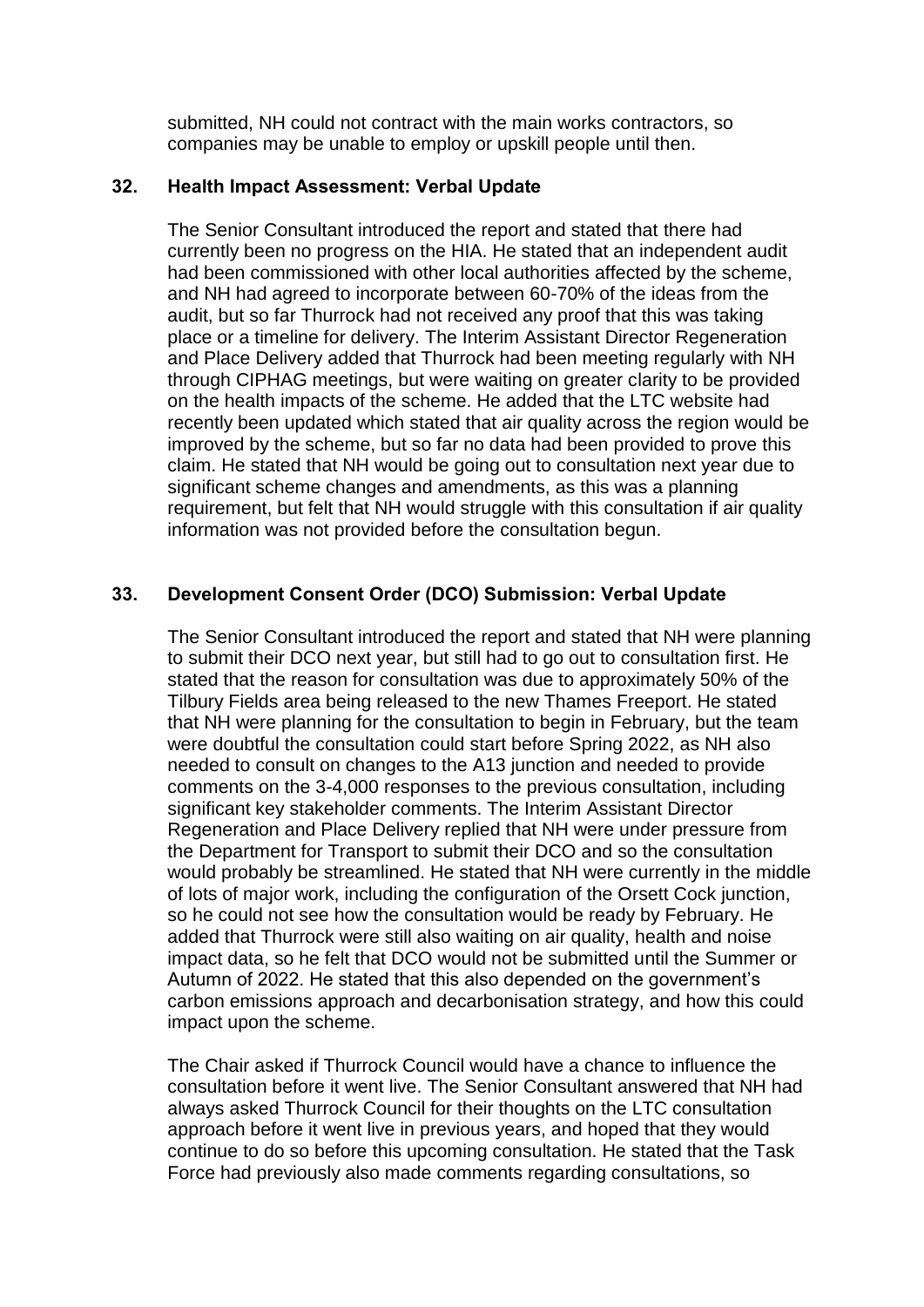submitted, NH could not contract with the main works contractors, so companies may be unable to employ or upskill people until then.

### 32. Health Impact Assessment: Verbal Update

The Senior Consultant introduced the report and stated that there had currently been no progress on the HIA. He stated that an independent audit had been commissioned with other local authorities affected by the scheme, and NH had agreed to incorporate between 60-70% of the ideas from the audit, but so far Thurrock had not received any proof that this was taking place or a timeline for delivery. The Interim Assistant Director Regeneration and Place Delivery added that Thurrock had been meeting regularly with NH through CIPHAG meetings, but were waiting on greater clarity to be provided on the health impacts of the scheme. He added that the LTC website had recently been updated which stated that air quality across the region would be improved by the scheme, but so far no data had been provided to prove this claim. He stated that NH would be going out to consultation next year due to significant scheme changes and amendments, as this was a planning requirement, but felt that NH would struggle with this consultation if air quality information was not provided before the consultation begun.

### 33. Development Consent Order (DCO) Submission: Verbal Update

The Senior Consultant introduced the report and stated that NH were planning to submit their DCO next year, but still had to go out to consultation first. He stated that the reason for consultation was due to approximately 50% of the Tilbury Fields area being released to the new Thames Freeport. He stated that NH were planning for the consultation to begin in February, but the team were doubtful the consultation could start before Spring 2022, as NH also needed to consult on changes to the A13 junction and needed to provide comments on the 3-4,000 responses to the previous consultation, including significant key stakeholder comments. The Interim Assistant Director Regeneration and Place Delivery replied that NH were under pressure from the Department for Transport to submit their DCO and so the consultation would probably be streamlined. He stated that NH were currently in the middle of lots of major work, including the configuration of the Orsett Cock junction, so he could not see how the consultation would be ready by February. He added that Thurrock were still also waiting on air quality, health and noise impact data, so he felt that DCO would not be submitted until the Summer or Autumn of 2022. He stated that this also depended on the government's carbon emissions approach and decarbonisation strategy, and how this could impact upon the scheme.

The Chair asked if Thurrock Council would have a chance to influence the consultation before it went live. The Senior Consultant answered that NH had always asked Thurrock Council for their thoughts on the LTC consultation approach before it went live in previous years, and hoped that they would continue to do so before this upcoming consultation. He stated that the Task Force had previously also made comments regarding consultations, so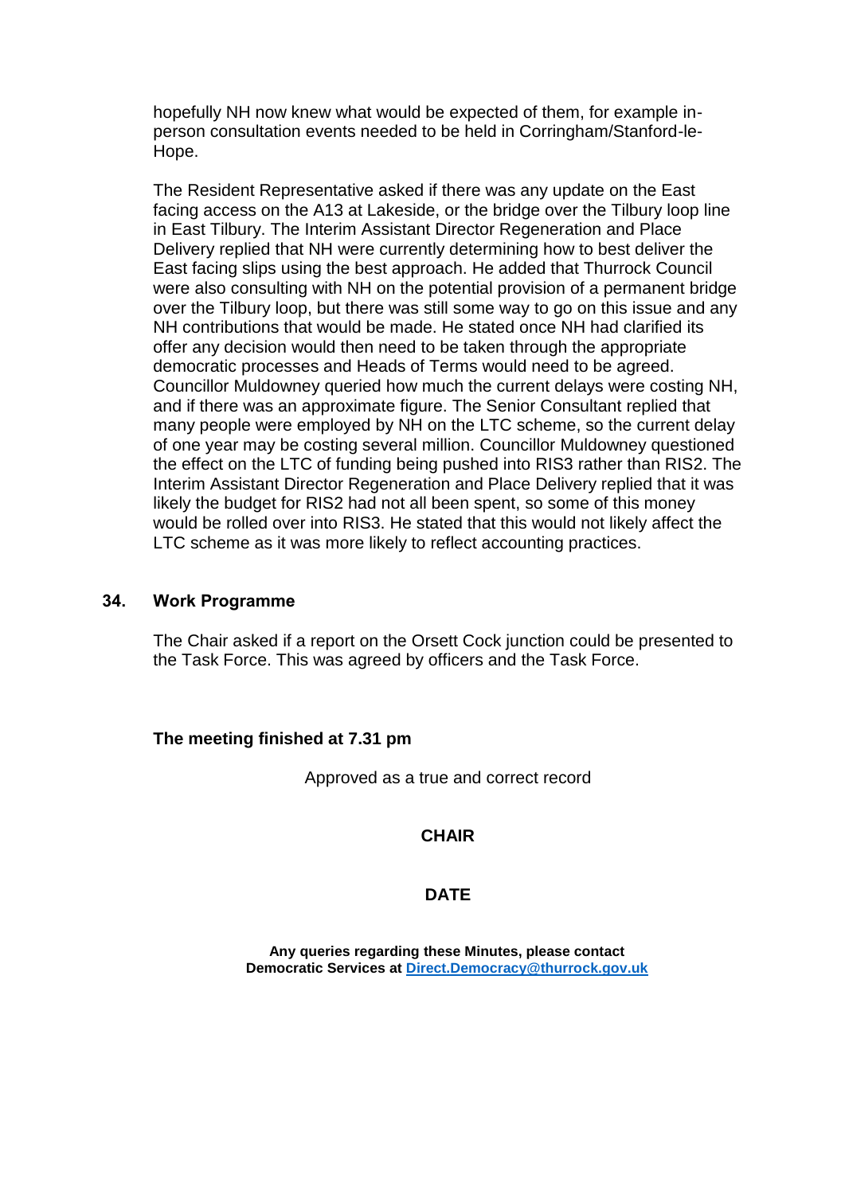hopefully NH now knew what would be expected of them, for example in-person consultation events needed to be held in Corringham/Stanford-le-Hope.

The Resident Representative asked if there was any update on the East facing access on the A13 at Lakeside, or the bridge over the Tilbury loop line in East Tilbury. The Interim Assistant Director Regeneration and Place Delivery replied that NH were currently determining how to best deliver the East facing slips using the best approach. He added that Thurrock Council were also consulting with NH on the potential provision of a permanent bridge over the Tilbury loop, but there was still some way to go on this issue and any NH contributions that would be made. He stated once NH had clarified its offer any decision would then need to be taken through the appropriate democratic processes and Heads of Terms would need to be agreed. Councillor Muldowney queried how much the current delays were costing NH, and if there was an approximate figure. The Senior Consultant replied that many people were employed by NH on the LTC scheme, so the current delay of one year may be costing several million. Councillor Muldowney questioned the effect on the LTC of funding being pushed into RIS3 rather than RIS2. The Interim Assistant Director Regeneration and Place Delivery replied that it was likely the budget for RIS2 had not all been spent, so some of this money would be rolled over into RIS3. He stated that this would not likely affect the LTC scheme as it was more likely to reflect accounting practices.

## 34. Work Programme

The Chair asked if a report on the Orsett Cock junction could be presented to the Task Force. This was agreed by officers and the Task Force.

**The meeting finished at 7.31 pm**

Approved as a true and correct record

**CHAIR**

**DATE**

**Any queries regarding these Minutes, please contact Democratic Services at [Direct.Democracy@thurrock.gov.uk](mailto:Direct.Democracy@thurrock.gov.uk)**